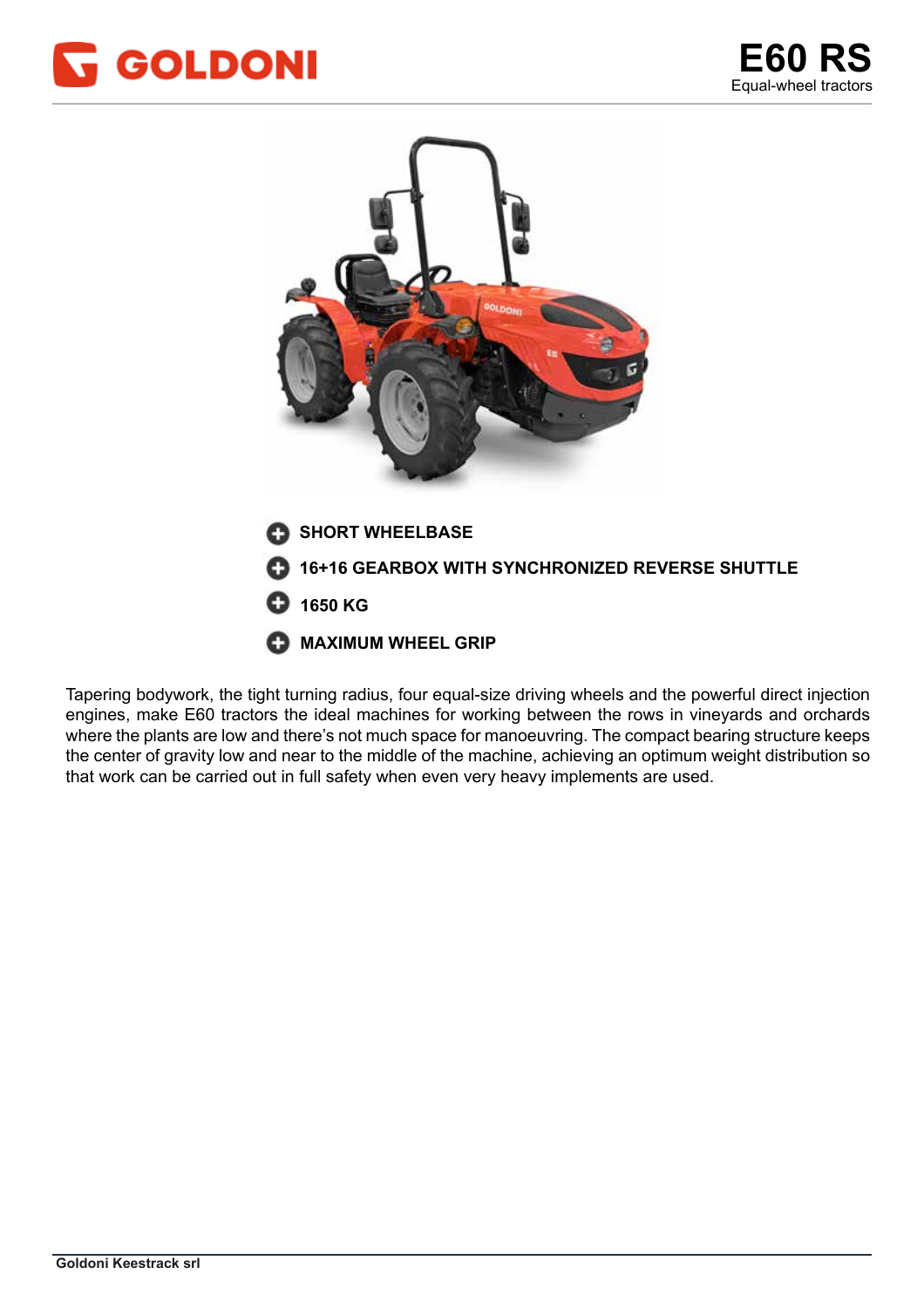GOLDONI

# E60 RS

Equal-wheel tractors

- **SHORT WHEELBASE**
- **16+16 GEARBOX WITH SYNCHRONIZED REVERSE SHUTTLE**
- **1650 KG**
- **MAXIMUM WHEEL GRIP**

Tapering bodywork, the tight turning radius, four equal-size driving wheels and the powerful direct injection engines, make E60 tractors the ideal machines for working between the rows in vineyards and orchards where the plants are low and there's not much space for manoeuvring. The compact bearing structure keeps the center of gravity low and near to the middle of the machine, achieving an optimum weight distribution so that work can be carried out in full safety when even very heavy implements are used.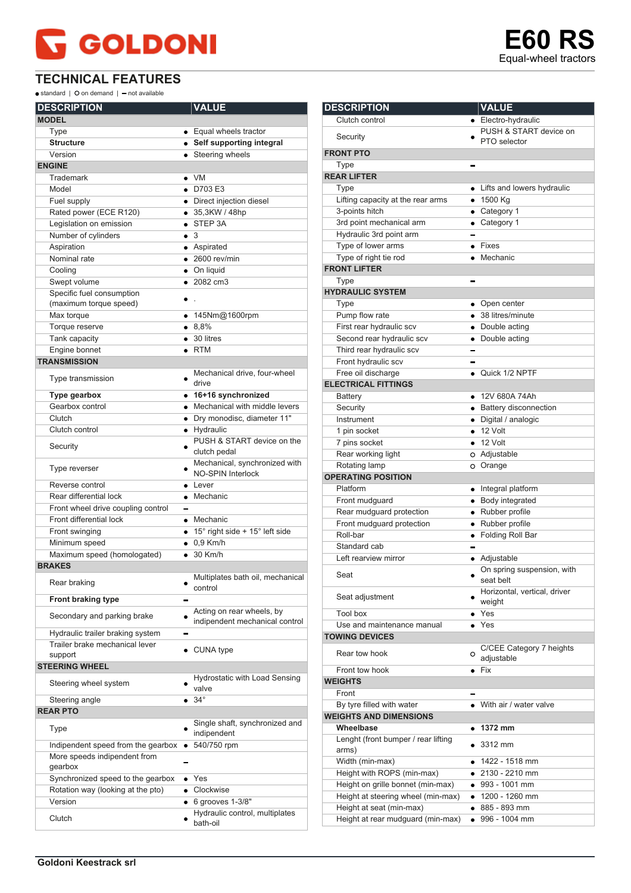# GOLDONI

# E60 RS

Equal-wheel tractors

## TECHNICAL FEATURES

● standard | O on demand | — not available

| DESCRIPTION | | VALUE |
|---|---|---|
| **MODEL** | | |
| Type | ● | Equal wheels tractor |
| **Structure** | ● | **Self supporting integral** |
| Version | ● | Steering wheels |
| **ENGINE** | | |
| Trademark | ● | VM |
| Model | ● | D703 E3 |
| Fuel supply | ● | Direct injection diesel |
| Rated power (ECE R120) | ● | 35,3KW / 48hp |
| Legislation on emission | ● | STEP 3A |
| Number of cylinders | ● | 3 |
| Aspiration | ● | Aspirated |
| Nominal rate | ● | 2600 rev/min |
| Cooling | ● | On liquid |
| Swept volume | ● | 2082 cm3 |
| Specific fuel consumption (maximum torque speed) | ● | . |
| Max torque | ● | 145Nm@1600rpm |
| Torque reserve | ● | 8,8% |
| Tank capacity | ● | 30 litres |
| Engine bonnet | ● | RTM |
| **TRANSMISSION** | | |
| Type transmission | ● | Mechanical drive, four-wheel drive |
| **Type gearbox** | ● | **16+16 synchronized** |
| Gearbox control | ● | Mechanical with middle levers |
| Clutch | ● | Dry monodisc, diameter 11" |
| Clutch control | ● | Hydraulic |
| Security | ● | PUSH & START device on the clutch pedal |
| Type reverser | ● | Mechanical, synchronized with NO-SPIN Interlock |
| Reverse control | ● | Lever |
| Rear differential lock | ● | Mechanic |
| Front wheel drive coupling control | — | |
| Front differential lock | ● | Mechanic |
| Front swinging | ● | 15° right side + 15° left side |
| Minimum speed | ● | 0,9 Km/h |
| Maximum speed (homologated) | ● | 30 Km/h |
| **BRAKES** | | |
| Rear braking | ● | Multiplates bath oil, mechanical control |
| **Front braking type** | — | |
| Secondary and parking brake | ● | Acting on rear wheels, by independent mechanical control |
| Hydraulic trailer braking system | — | |
| Trailer brake mechanical lever support | ● | CUNA type |
| **STEERING WHEEL** | | |
| Steering wheel system | ● | Hydrostatic with Load Sensing valve |
| Steering angle | ● | 34° |
| **REAR PTO** | | |
| Type | ● | Single shaft, synchronized and indipendent |
| Independent speed from the gearbox | ● | 540/750 rpm |
| More speeds indipendent from gearbox | — | |
| Synchronized speed to the gearbox | ● | Yes |
| Rotation way (looking at the pto) | ● | Clockwise |
| Version | ● | 6 grooves 1-3/8" |
| Clutch | ● | Hydraulic control, multiplates bath-oil |

| DESCRIPTION | | VALUE |
|---|---|---|
| Clutch control | ● | Electro-hydraulic |
| Security | ● | PUSH & START device on PTO selector |
| **FRONT PTO** | | |
| Type | — | |
| **REAR LIFTER** | | |
| Type | ● | Lifts and lowers hydraulic |
| Lifting capacity at the rear arms | ● | 1500 Kg |
| 3-points hitch | ● | Category 1 |
| 3rd point mechanical arm | ● | Category 1 |
| Hydraulic 3rd point arm | — | |
| Type of lower arms | ● | Fixes |
| Type of right tie rod | ● | Mechanic |
| **FRONT LIFTER** | | |
| Type | — | |
| **HYDRAULIC SYSTEM** | | |
| Type | ● | Open center |
| Pump flow rate | ● | 38 litres/minute |
| First rear hydraulic scv | ● | Double acting |
| Second rear hydraulic scv | ● | Double acting |
| Third rear hydraulic scv | — | |
| Front hydraulic scv | — | |
| Free oil discharge | ● | Quick 1/2 NPTF |
| **ELECTRICAL FITTINGS** | | |
| Battery | ● | 12V 680A 74Ah |
| Security | ● | Battery disconnection |
| Instrument | ● | Digital / analogic |
| 1 pin socket | ● | 12 Volt |
| 7 pins socket | ● | 12 Volt |
| Rear working light | O | Adjustable |
| Rotating lamp | O | Orange |
| **OPERATING POSITION** | | |
| Platform | ● | Integral platform |
| Front mudguard | ● | Body integrated |
| Rear mudguard protection | ● | Rubber profile |
| Front mudguard protection | ● | Rubber profile |
| Roll-bar | ● | Folding Roll Bar |
| Standard cab | — | |
| Left rearview mirror | ● | Adjustable |
| Seat | ● | On spring suspension, with seat belt |
| Seat adjustment | ● | Horizontal, vertical, driver weight |
| Tool box | ● | Yes |
| Use and maintenance manual | ● | Yes |
| **TOWING DEVICES** | | |
| Rear tow hook | O | C/CEE Category 7 heights adjustable |
| Front tow hook | ● | Fix |
| **WEIGHTS** | | |
| Front | — | |
| By tyre filled with water | ● | With air / water valve |
| **WEIGHTS AND DIMENSIONS** | | |
| **Wheelbase** | ● | **1372 mm** |
| Lenght (front bumper / rear lifting arms) | ● | 3312 mm |
| Width (min-max) | ● | 1422 - 1518 mm |
| Height with ROPS (min-max) | ● | 2130 - 2210 mm |
| Height on grille bonnet (min-max) | ● | 993 - 1001 mm |
| Height at steering wheel (min-max) | ● | 1200 - 1260 mm |
| Height at seat (min-max) | ● | 885 - 893 mm |
| Height at rear mudguard (min-max) | ● | 996 - 1004 mm |

Goldoni Keestrack srl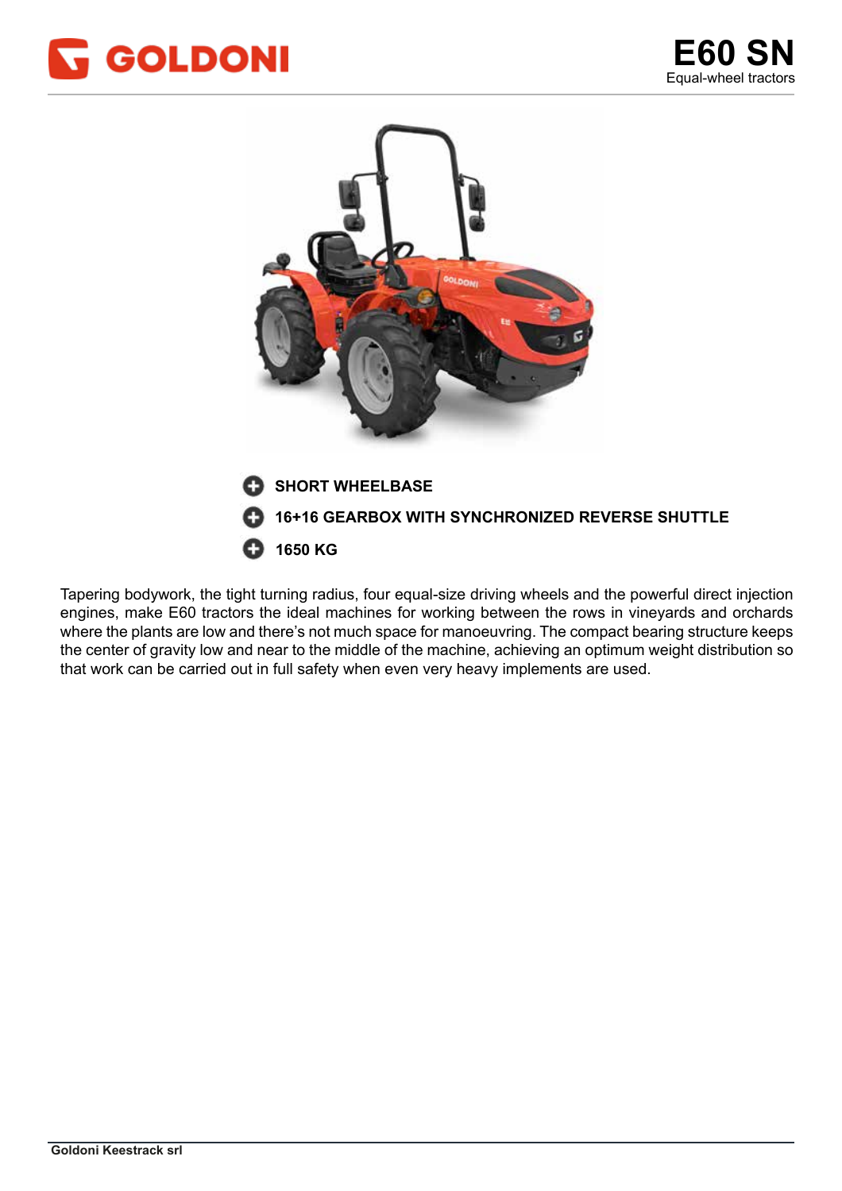GOLDONI

# E60 SN

Equal-wheel tractors

- **SHORT WHEELBASE**
- **16+16 GEARBOX WITH SYNCHRONIZED REVERSE SHUTTLE**
- **1650 KG**

Tapering bodywork, the tight turning radius, four equal-size driving wheels and the powerful direct injection engines, make E60 tractors the ideal machines for working between the rows in vineyards and orchards where the plants are low and there's not much space for manoeuvring. The compact bearing structure keeps the center of gravity low and near to the middle of the machine, achieving an optimum weight distribution so that work can be carried out in full safety when even very heavy implements are used.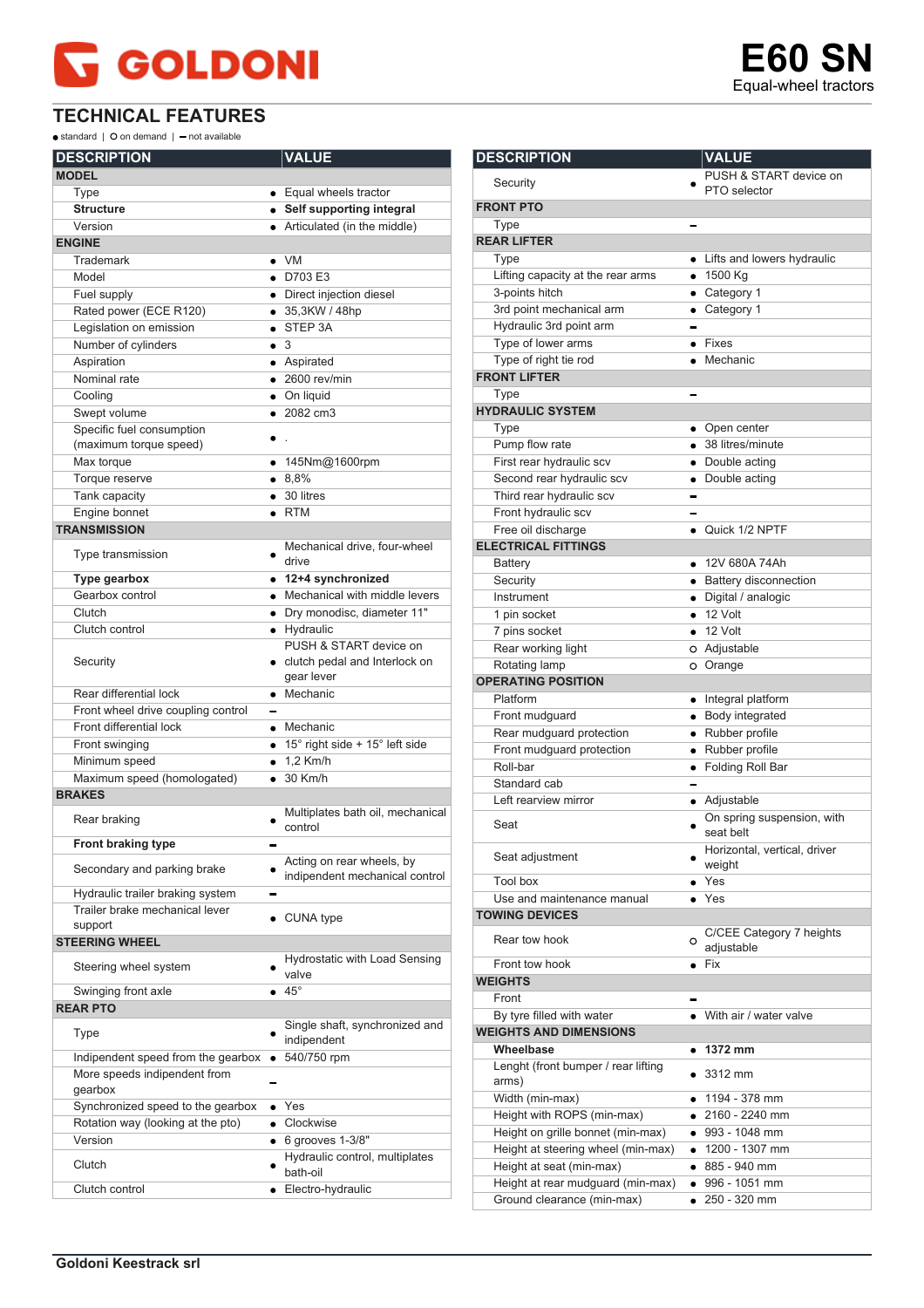GOLDONI

# E60 SN

Equal-wheel tractors

## TECHNICAL FEATURES

● standard | O on demand | – not available

| DESCRIPTION | | VALUE |
|---|---|---|
| **MODEL** | | |
| Type | ● | Equal wheels tractor |
| **Structure** | ● | **Self supporting integral** |
| Version | ● | Articulated (in the middle) |
| **ENGINE** | | |
| Trademark | ● | VM |
| Model | ● | D703 E3 |
| Fuel supply | ● | Direct injection diesel |
| Rated power (ECE R120) | ● | 35,3KW / 48hp |
| Legislation on emission | ● | STEP 3A |
| Number of cylinders | ● | 3 |
| Aspiration | ● | Aspirated |
| Nominal rate | ● | 2600 rev/min |
| Cooling | ● | On liquid |
| Swept volume | ● | 2082 cm3 |
| Specific fuel consumption (maximum torque speed) | ● | . |
| Max torque | ● | 145Nm@1600rpm |
| Torque reserve | ● | 8,8% |
| Tank capacity | ● | 30 litres |
| Engine bonnet | ● | RTM |
| **TRANSMISSION** | | |
| Type transmission | ● | Mechanical drive, four-wheel drive |
| **Type gearbox** | ● | **12+4 synchronized** |
| Gearbox control | ● | Mechanical with middle levers |
| Clutch | ● | Dry monodisc, diameter 11" |
| Clutch control | ● | Hydraulic |
| Security | ● | PUSH & START device on clutch pedal and Interlock on gear lever |
| Rear differential lock | ● | Mechanic |
| Front wheel drive coupling control | – | |
| Front differential lock | ● | Mechanic |
| Front swinging | ● | 15° right side + 15° left side |
| Minimum speed | ● | 1,2 Km/h |
| Maximum speed (homologated) | ● | 30 Km/h |
| **BRAKES** | | |
| Rear braking | ● | Multiplates bath oil, mechanical control |
| **Front braking type** | – | |
| Secondary and parking brake | ● | Acting on rear wheels, by independent mechanical control |
| Hydraulic trailer braking system | – | |
| Trailer brake mechanical lever support | ● | CUNA type |
| **STEERING WHEEL** | | |
| Steering wheel system | ● | Hydrostatic with Load Sensing valve |
| Swinging front axle | ● | 45° |
| **REAR PTO** | | |
| Type | ● | Single shaft, synchronized and independent |
| Indipendent speed from the gearbox | ● | 540/750 rpm |
| More speeds independent from gearbox | – | |
| Synchronized speed to the gearbox | ● | Yes |
| Rotation way (looking at the pto) | ● | Clockwise |
| Version | ● | 6 grooves 1-3/8" |
| Clutch | ● | Hydraulic control, multiplates bath-oil |
| Clutch control | ● | Electro-hydraulic |

| DESCRIPTION | | VALUE |
|---|---|---|
| Security | ● | PUSH & START device on PTO selector |
| **FRONT PTO** | | |
| Type | – | |
| **REAR LIFTER** | | |
| Type | ● | Lifts and lowers hydraulic |
| Lifting capacity at the rear arms | ● | 1500 Kg |
| 3-points hitch | ● | Category 1 |
| 3rd point mechanical arm | ● | Category 1 |
| Hydraulic 3rd point arm | – | |
| Type of lower arms | ● | Fixes |
| Type of right tie rod | ● | Mechanic |
| **FRONT LIFTER** | | |
| Type | – | |
| **HYDRAULIC SYSTEM** | | |
| Type | ● | Open center |
| Pump flow rate | ● | 38 litres/minute |
| First rear hydraulic scv | ● | Double acting |
| Second rear hydraulic scv | ● | Double acting |
| Third rear hydraulic scv | – | |
| Front hydraulic scv | – | |
| Free oil discharge | ● | Quick 1/2 NPTF |
| **ELECTRICAL FITTINGS** | | |
| Battery | ● | 12V 680A 74Ah |
| Security | ● | Battery disconnection |
| Instrument | ● | Digital / analogic |
| 1 pin socket | ● | 12 Volt |
| 7 pins socket | ● | 12 Volt |
| Rear working light | O | Adjustable |
| Rotating lamp | O | Orange |
| **OPERATING POSITION** | | |
| Platform | ● | Integral platform |
| Front mudguard | ● | Body integrated |
| Rear mudguard protection | ● | Rubber profile |
| Front mudguard protection | ● | Rubber profile |
| Roll-bar | ● | Folding Roll Bar |
| Standard cab | – | |
| Left rearview mirror | ● | Adjustable |
| Seat | ● | On spring suspension, with seat belt |
| Seat adjustment | ● | Horizontal, vertical, driver weight |
| Tool box | ● | Yes |
| Use and maintenance manual | ● | Yes |
| **TOWING DEVICES** | | |
| Rear tow hook | O | C/CEE Category 7 heights adjustable |
| Front tow hook | ● | Fix |
| **WEIGHTS** | | |
| Front | – | |
| By tyre filled with water | ● | With air / water valve |
| **WEIGHTS AND DIMENSIONS** | | |
| **Wheelbase** | ● | **1372 mm** |
| Lenght (front bumper / rear lifting arms) | ● | 3312 mm |
| Width (min-max) | ● | 1194 - 378 mm |
| Height with ROPS (min-max) | ● | 2160 - 2240 mm |
| Height on grille bonnet (min-max) | ● | 993 - 1048 mm |
| Height at steering wheel (min-max) | ● | 1200 - 1307 mm |
| Height at seat (min-max) | ● | 885 - 940 mm |
| Height at rear mudguard (min-max) | ● | 996 - 1051 mm |
| Ground clearance (min-max) | ● | 250 - 320 mm |

Goldoni Keestrack srl